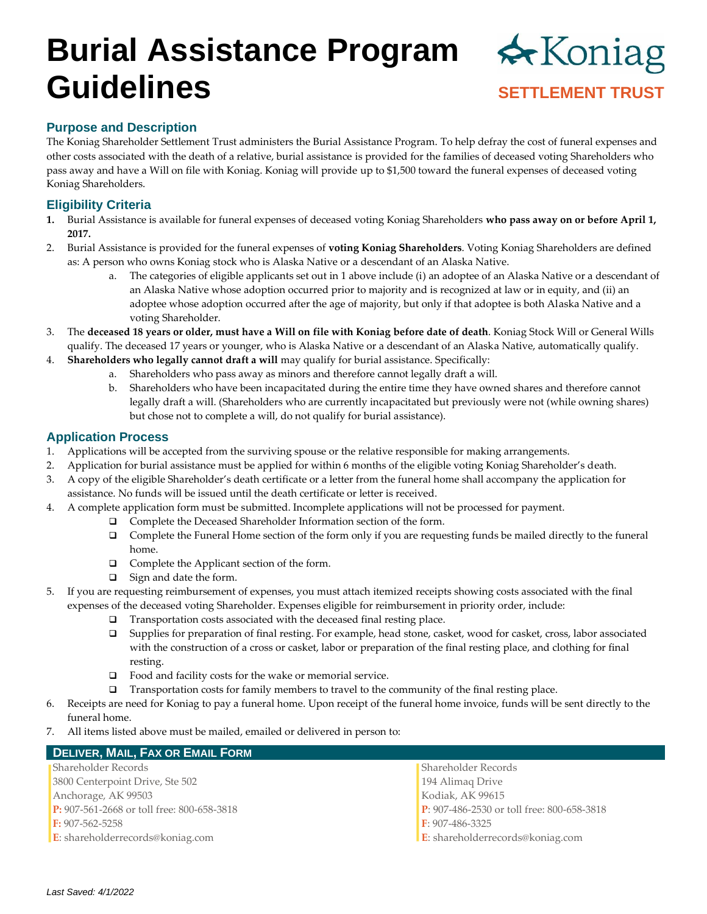# Burial Assistance Program Guidelines

Koniag
**SETTLEMENT TRUST**

## Purpose and Description

The Koniag Shareholder Settlement Trust administers the Burial Assistance Program. To help defray the cost of funeral expenses and other costs associated with the death of a relative, burial assistance is provided for the families of deceased voting Shareholders who pass away and have a Will on file with Koniag. Koniag will provide up to $1,500 toward the funeral expenses of deceased voting Koniag Shareholders.

## Eligibility Criteria

1. Burial Assistance is available for funeral expenses of deceased voting Koniag Shareholders **who pass away on or before April 1, 2017.**
2. Burial Assistance is provided for the funeral expenses of **voting Koniag Shareholders**. Voting Koniag Shareholders are defined as: A person who owns Koniag stock who is Alaska Native or a descendant of an Alaska Native.
   a. The categories of eligible applicants set out in 1 above include (i) an adoptee of an Alaska Native or a descendant of an Alaska Native whose adoption occurred prior to majority and is recognized at law or in equity, and (ii) an adoptee whose adoption occurred after the age of majority, but only if that adoptee is both Alaska Native and a voting Shareholder.
3. The **deceased 18 years or older, must have a Will on file with Koniag before date of death**. Koniag Stock Will or General Wills qualify. The deceased 17 years or younger, who is Alaska Native or a descendant of an Alaska Native, automatically qualify.
4. **Shareholders who legally cannot draft a will** may qualify for burial assistance. Specifically:
   a. Shareholders who pass away as minors and therefore cannot legally draft a will.
   b. Shareholders who have been incapacitated during the entire time they have owned shares and therefore cannot legally draft a will. (Shareholders who are currently incapacitated but previously were not (while owning shares) but chose not to complete a will, do not qualify for burial assistance).

## Application Process

1. Applications will be accepted from the surviving spouse or the relative responsible for making arrangements.
2. Application for burial assistance must be applied for within 6 months of the eligible voting Koniag Shareholder's death.
3. A copy of the eligible Shareholder's death certificate or a letter from the funeral home shall accompany the application for assistance. No funds will be issued until the death certificate or letter is received.
4. A complete application form must be submitted. Incomplete applications will not be processed for payment.
   - ❑ Complete the Deceased Shareholder Information section of the form.
   - ❑ Complete the Funeral Home section of the form only if you are requesting funds be mailed directly to the funeral home.
   - ❑ Complete the Applicant section of the form.
   - ❑ Sign and date the form.
5. If you are requesting reimbursement of expenses, you must attach itemized receipts showing costs associated with the final expenses of the deceased voting Shareholder. Expenses eligible for reimbursement in priority order, include:
   - ❑ Transportation costs associated with the deceased final resting place.
   - ❑ Supplies for preparation of final resting. For example, head stone, casket, wood for casket, cross, labor associated with the construction of a cross or casket, labor or preparation of the final resting place, and clothing for final resting.
   - ❑ Food and facility costs for the wake or memorial service.
   - ❑ Transportation costs for family members to travel to the community of the final resting place.
6. Receipts are need for Koniag to pay a funeral home. Upon receipt of the funeral home invoice, funds will be sent directly to the funeral home.
7. All items listed above must be mailed, emailed or delivered in person to:

### Deliver, Mail, Fax or Email Form

Shareholder Records
3800 Centerpoint Drive, Ste 502
Anchorage, AK 99503
**P:** 907-561-2668 or toll free: 800-658-3818
**F:** 907-562-5258
**E**: shareholderrecords@koniag.com

Shareholder Records
194 Alimaq Drive
Kodiak, AK 99615
**P**: 907-486-2530 or toll free: 800-658-3818
**F**: 907-486-3325
**E**: shareholderrecords@koniag.com

*Last Saved: 4/1/2022*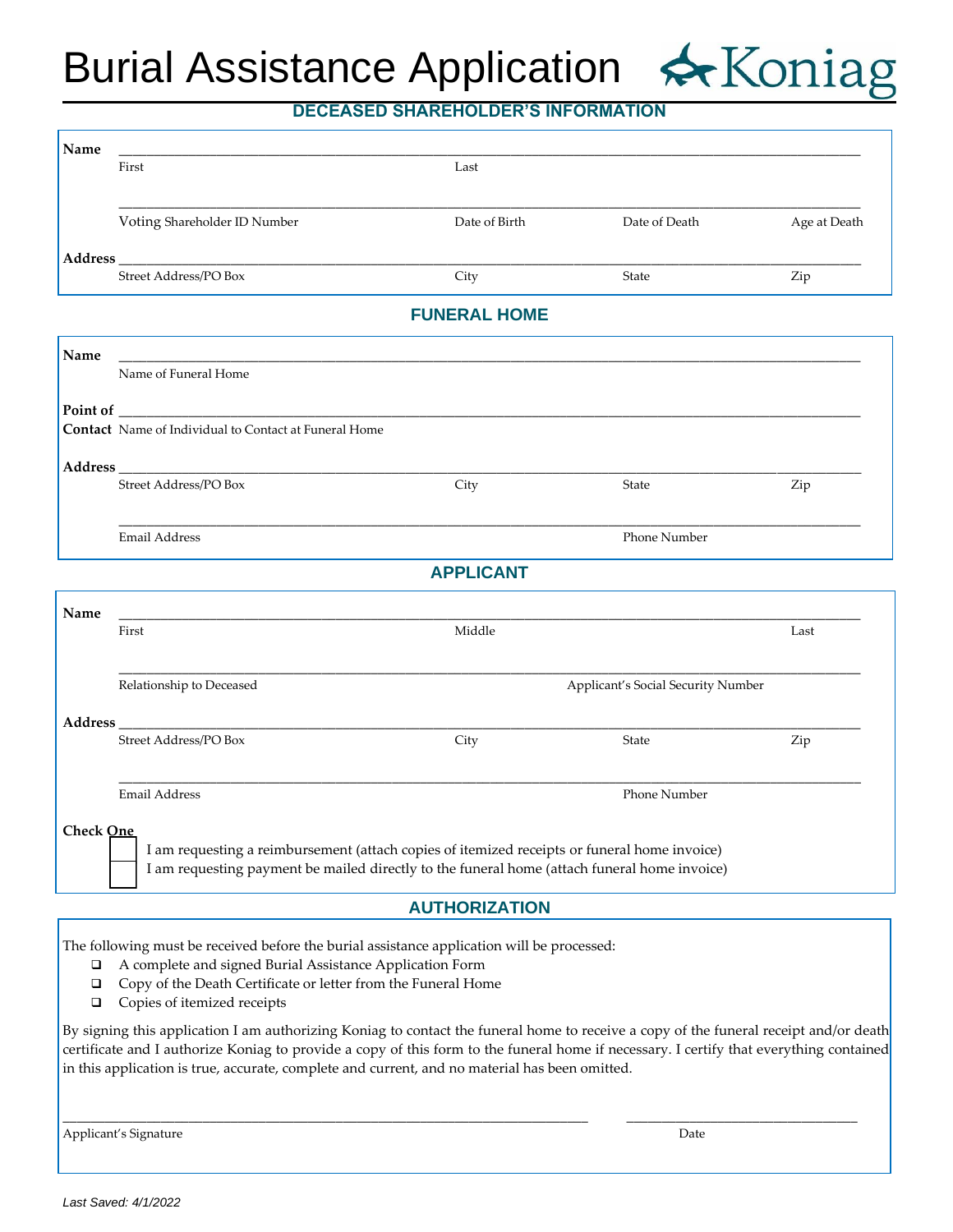# Burial Assistance Application

Koniag

## DECEASED SHAREHOLDER'S INFORMATION

**Name** ______________________________________________

First　　　　Last

______________________________________________

Voting Shareholder ID Number　　　　Date of Birth　　　　Date of Death　　　　Age at Death

**Address** ______________________________________________

Street Address/PO Box　　　　City　　　　State　　　　Zip

## FUNERAL HOME

**Name** ______________________________________________

Name of Funeral Home

**Point of Contact** ______________________________________________

Name of Individual to Contact at Funeral Home

**Address** ______________________________________________

Street Address/PO Box　　　　City　　　　State　　　　Zip

______________________________________________

Email Address　　　　Phone Number

## APPLICANT

**Name** ______________________________________________

First　　　　Middle　　　　Last

______________________________________________

Relationship to Deceased　　　　Applicant's Social Security Number

**Address** ______________________________________________

Street Address/PO Box　　　　City　　　　State　　　　Zip

______________________________________________

Email Address　　　　Phone Number

**Check One**

☐ I am requesting a reimbursement (attach copies of itemized receipts or funeral home invoice)

☐ I am requesting payment be mailed directly to the funeral home (attach funeral home invoice)

## AUTHORIZATION

The following must be received before the burial assistance application will be processed:

- ❑ A complete and signed Burial Assistance Application Form
- ❑ Copy of the Death Certificate or letter from the Funeral Home
- ❑ Copies of itemized receipts

By signing this application I am authorizing Koniag to contact the funeral home to receive a copy of the funeral receipt and/or death certificate and I authorize Koniag to provide a copy of this form to the funeral home if necessary. I certify that everything contained in this application is true, accurate, complete and current, and no material has been omitted.

______________________________________________　　　　______________________

Applicant's Signature　　　　Date

*Last Saved: 4/1/2022*